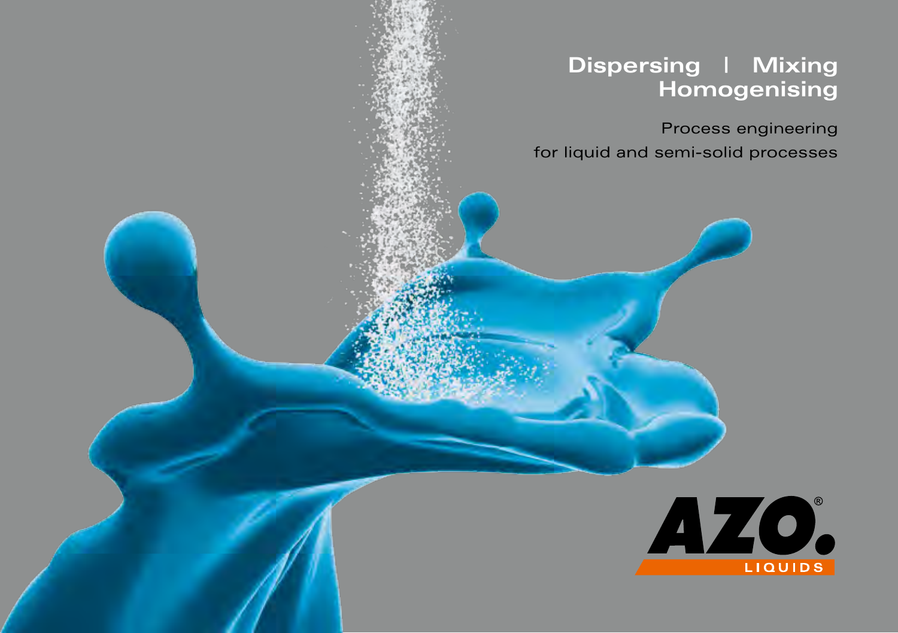# Dispersing | Mixing Homogenising

Process engineering for liquid and semi-solid processes

AZO® LIQUIDS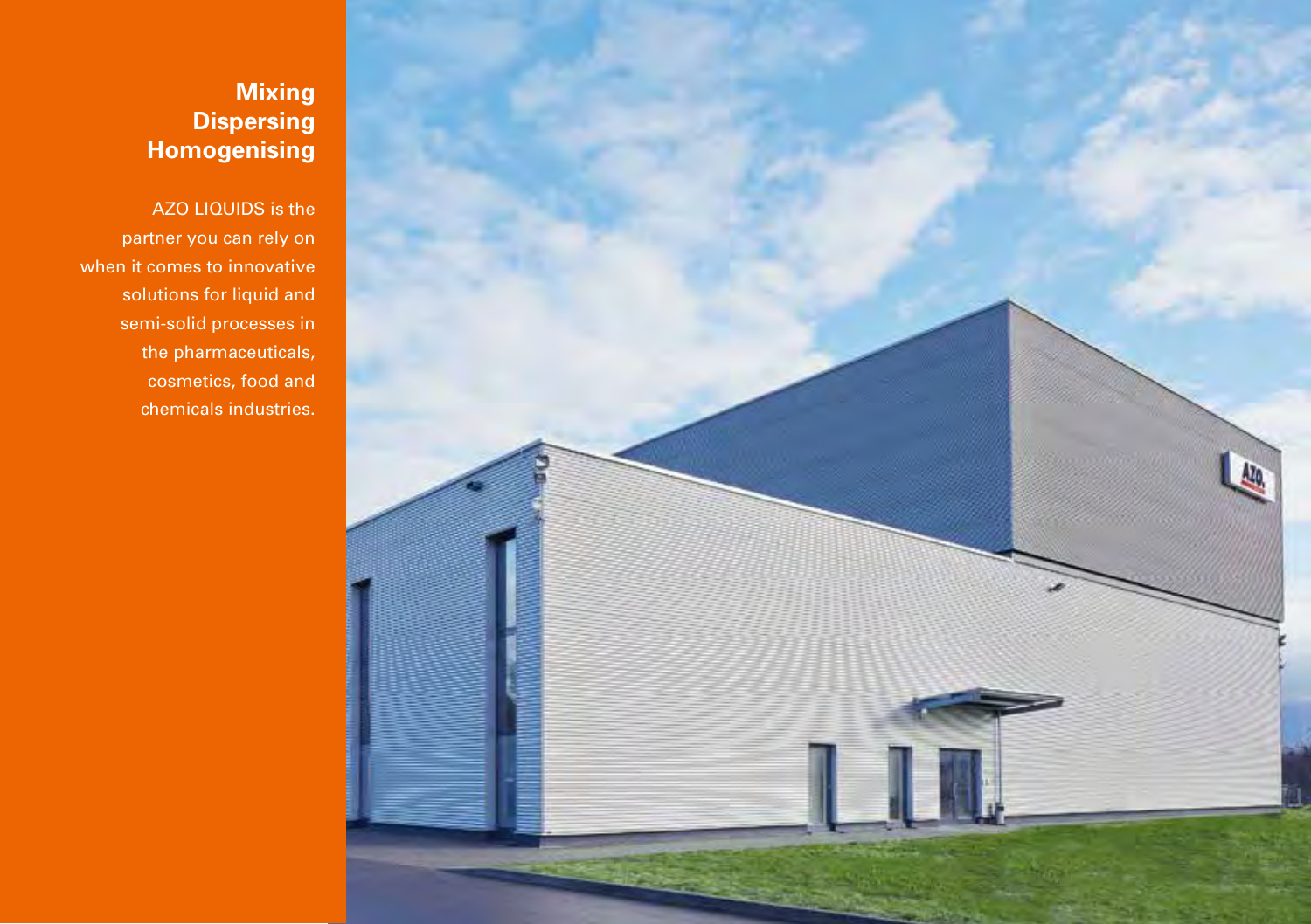## Mixing
## Dispersing
## Homogenising

AZO LIQUIDS is the partner you can rely on when it comes to innovative solutions for liquid and semi-solid processes in the pharmaceuticals, cosmetics, food and chemicals industries.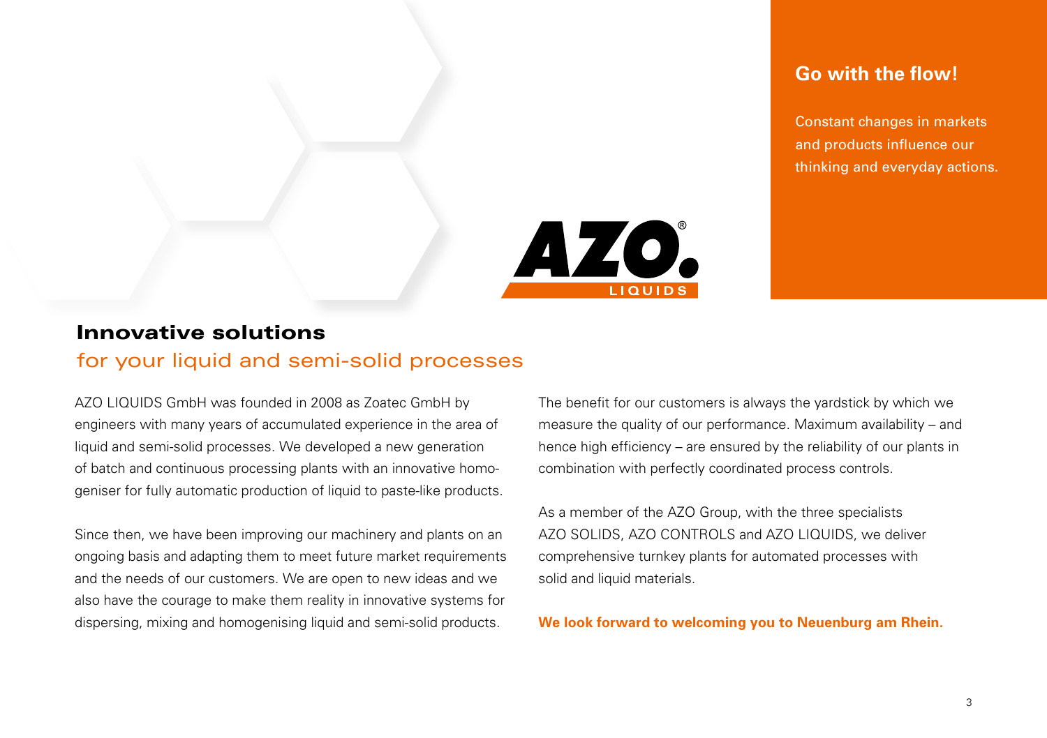## Go with the flow!

Constant changes in markets and products influence our thinking and everyday actions.

# Innovative solutions

## for your liquid and semi-solid processes

AZO LIQUIDS GmbH was founded in 2008 as Zoatec GmbH by engineers with many years of accumulated experience in the area of liquid and semi-solid processes. We developed a new generation of batch and continuous processing plants with an innovative homogeniser for fully automatic production of liquid to paste-like products.

Since then, we have been improving our machinery and plants on an ongoing basis and adapting them to meet future market requirements and the needs of our customers. We are open to new ideas and we also have the courage to make them reality in innovative systems for dispersing, mixing and homogenising liquid and semi-solid products.

The benefit for our customers is always the yardstick by which we measure the quality of our performance. Maximum availability – and hence high efficiency – are ensured by the reliability of our plants in combination with perfectly coordinated process controls.

As a member of the AZO Group, with the three specialists AZO SOLIDS, AZO CONTROLS and AZO LIQUIDS, we deliver comprehensive turnkey plants for automated processes with solid and liquid materials.

**We look forward to welcoming you to Neuenburg am Rhein.**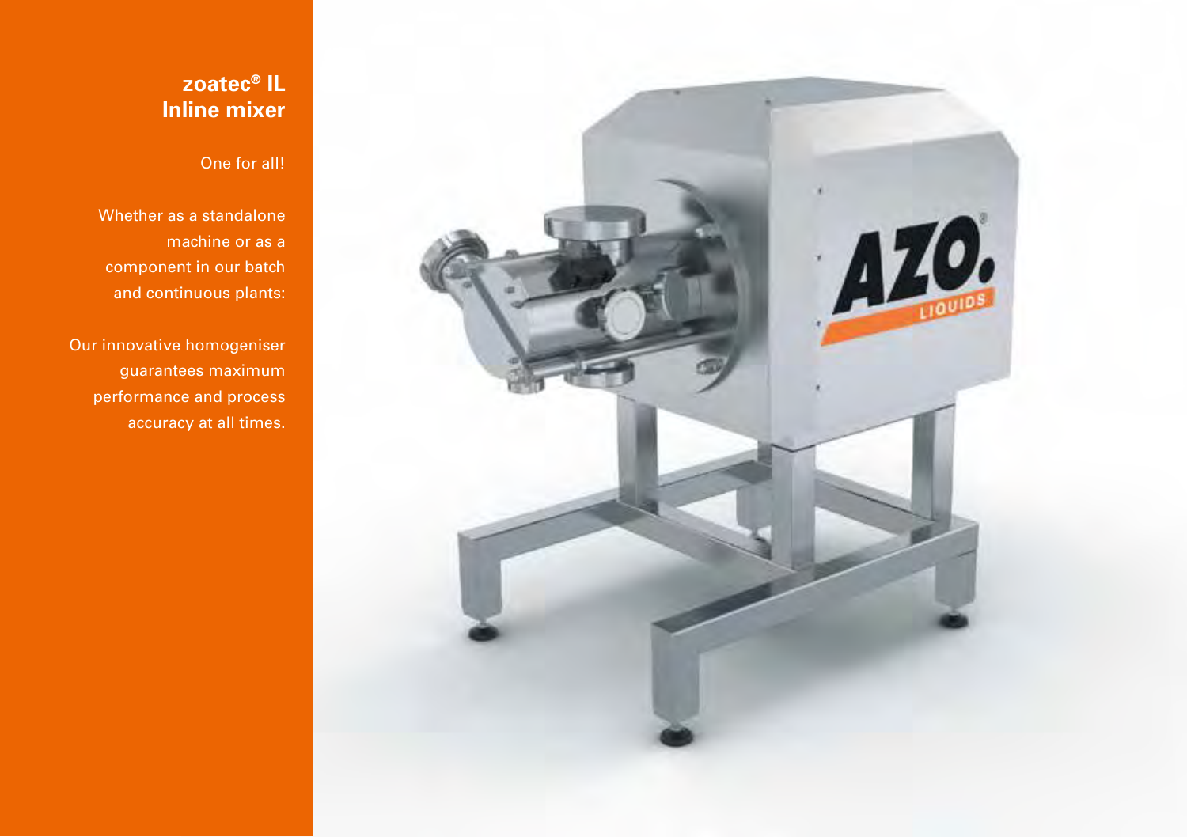## zoatec® IL Inline mixer

One for all!

Whether as a standalone machine or as a component in our batch and continuous plants:

Our innovative homogeniser guarantees maximum performance and process accuracy at all times.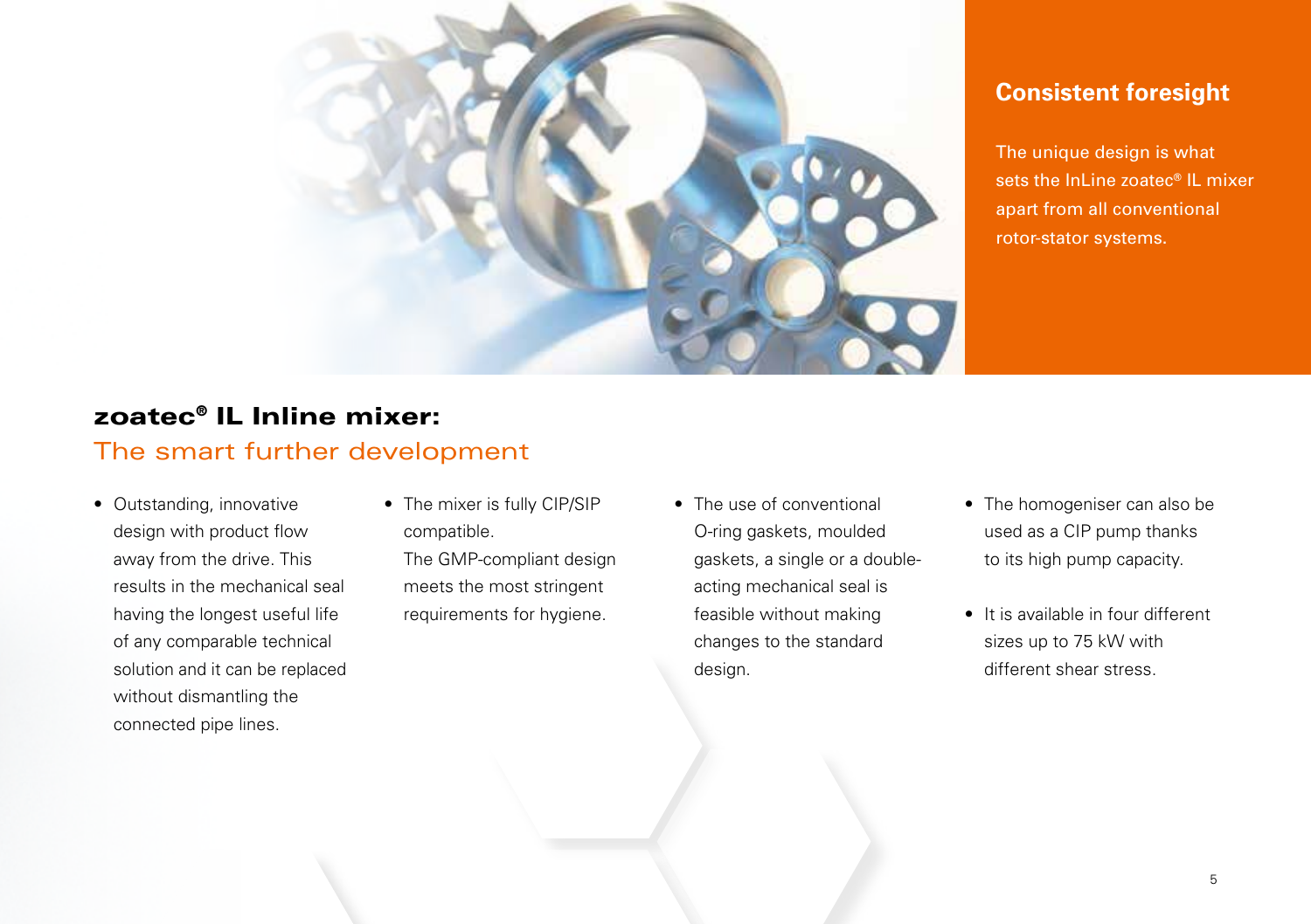## Consistent foresight

The unique design is what sets the InLine zoatec® IL mixer apart from all conventional rotor-stator systems.

# zoatec® IL Inline mixer:

## The smart further development

- Outstanding, innovative design with product flow away from the drive. This results in the mechanical seal having the longest useful life of any comparable technical solution and it can be replaced without dismantling the connected pipe lines.
- The mixer is fully CIP/SIP compatible. The GMP-compliant design meets the most stringent requirements for hygiene.
- The use of conventional O-ring gaskets, moulded gaskets, a single or a double-acting mechanical seal is feasible without making changes to the standard design.
- The homogeniser can also be used as a CIP pump thanks to its high pump capacity.
- It is available in four different sizes up to 75 kW with different shear stress.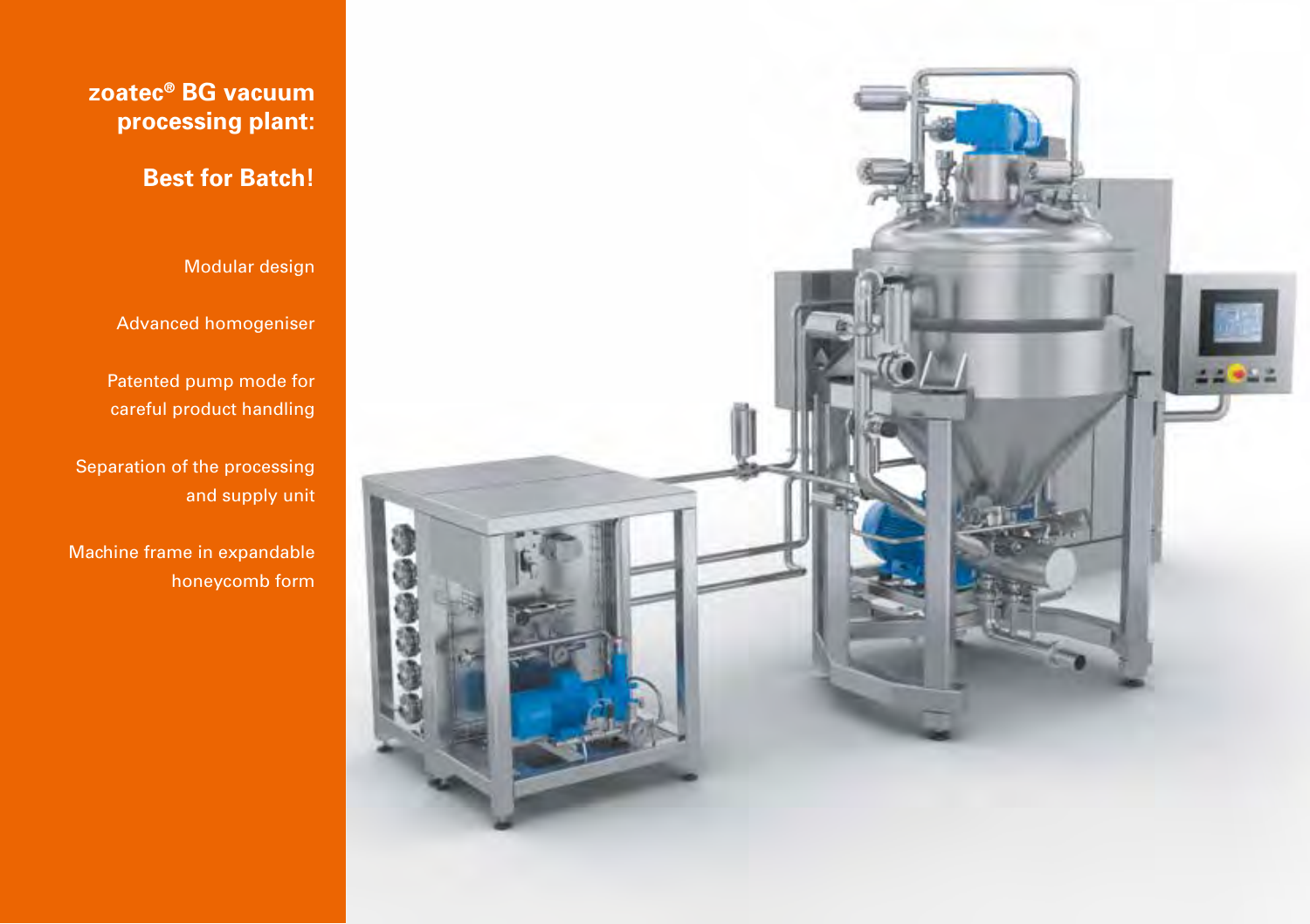# zoatec® BG vacuum processing plant:

## Best for Batch!

Modular design

Advanced homogeniser

Patented pump mode for careful product handling

Separation of the processing and supply unit

Machine frame in expandable honeycomb form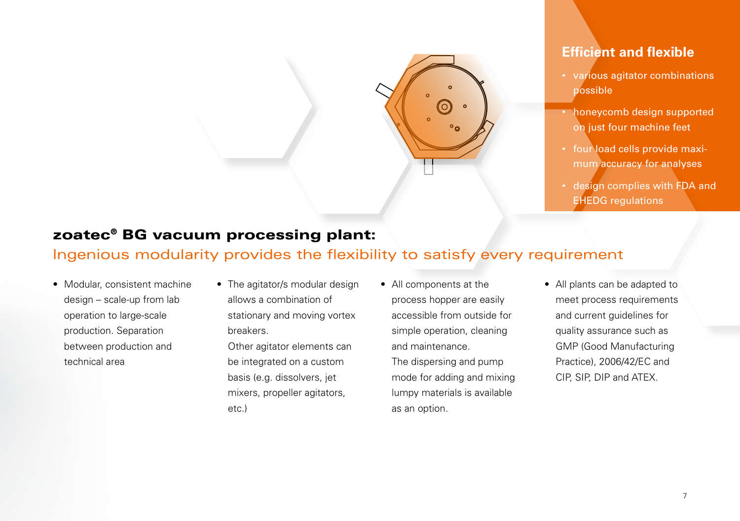## Efficient and flexible

- various agitator combinations possible
- honeycomb design supported on just four machine feet
- four load cells provide maximum accuracy for analyses
- design complies with FDA and EHEDG regulations

# zoatec® BG vacuum processing plant:

## Ingenious modularity provides the flexibility to satisfy every requirement

- Modular, consistent machine design – scale-up from lab operation to large-scale production. Separation between production and technical area

- The agitator/s modular design allows a combination of stationary and moving vortex breakers.
  Other agitator elements can be integrated on a custom basis (e.g. dissolvers, jet mixers, propeller agitators, etc.)

- All components at the process hopper are easily accessible from outside for simple operation, cleaning and maintenance.
  The dispersing and pump mode for adding and mixing lumpy materials is available as an option.

- All plants can be adapted to meet process requirements and current guidelines for quality assurance such as GMP (Good Manufacturing Practice), 2006/42/EC and CIP, SIP, DIP and ATEX.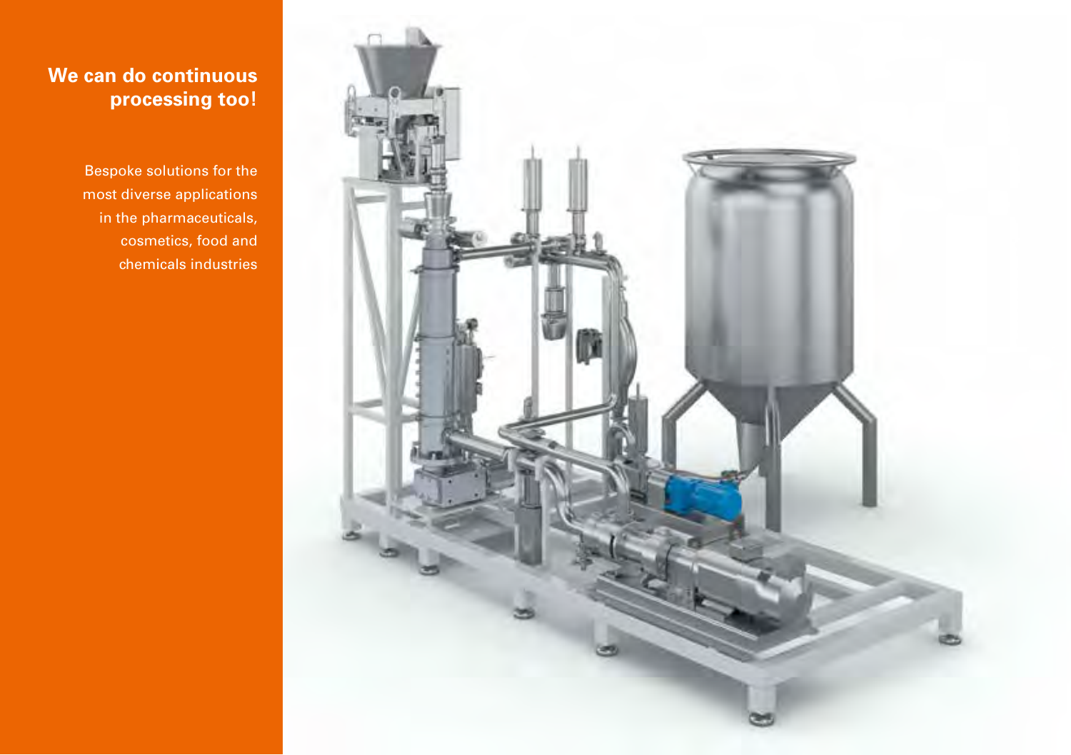## We can do continuous processing too!

Bespoke solutions for the most diverse applications in the pharmaceuticals, cosmetics, food and chemicals industries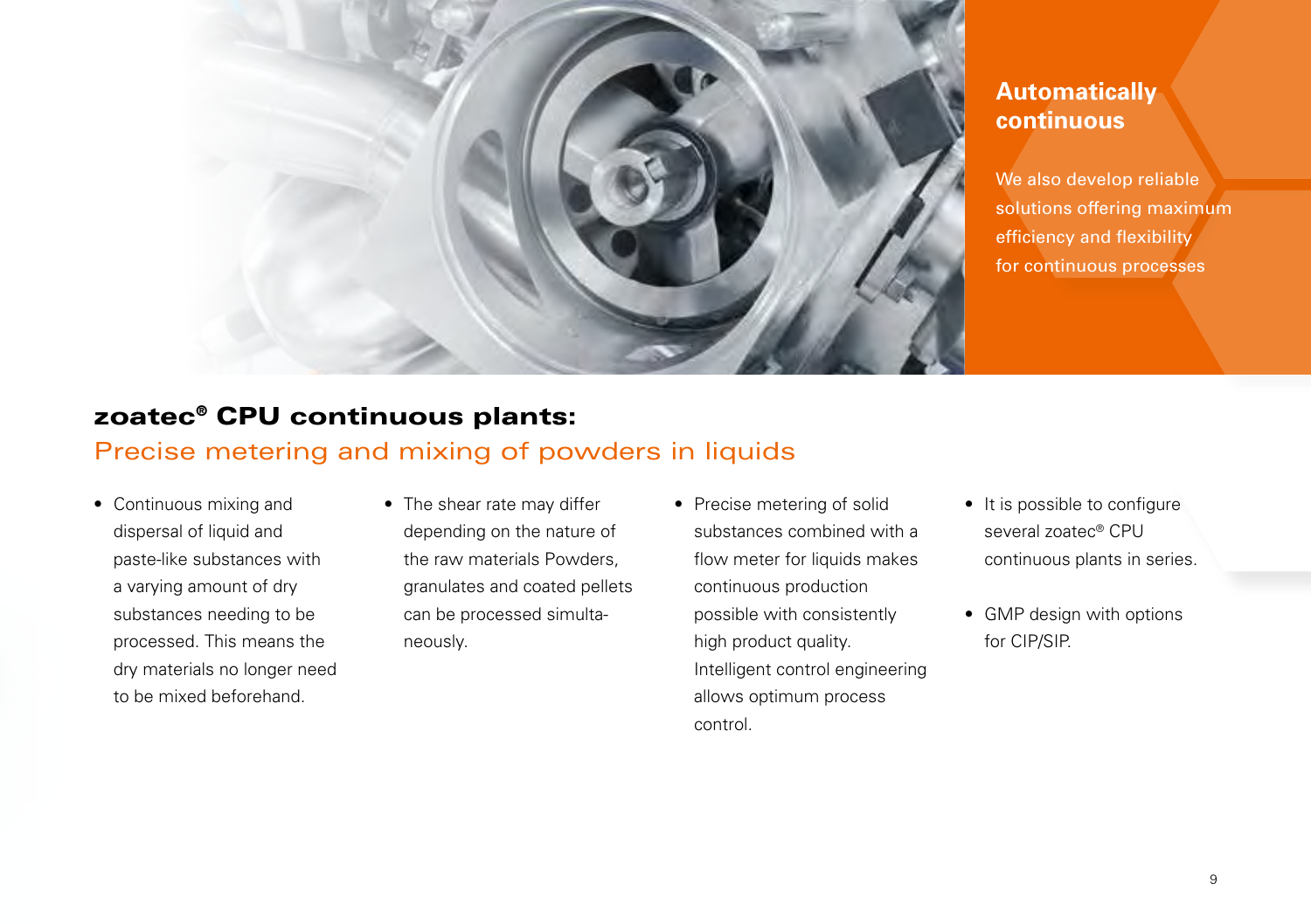## Automatically continuous

We also develop reliable solutions offering maximum efficiency and flexibility for continuous processes

# zoatec® CPU continuous plants:

## Precise metering and mixing of powders in liquids

- Continuous mixing and dispersal of liquid and paste-like substances with a varying amount of dry substances needing to be processed. This means the dry materials no longer need to be mixed beforehand.
- The shear rate may differ depending on the nature of the raw materials Powders, granulates and coated pellets can be processed simultaneously.
- Precise metering of solid substances combined with a flow meter for liquids makes continuous production possible with consistently high product quality. Intelligent control engineering allows optimum process control.
- It is possible to configure several zoatec® CPU continuous plants in series.
- GMP design with options for CIP/SIP.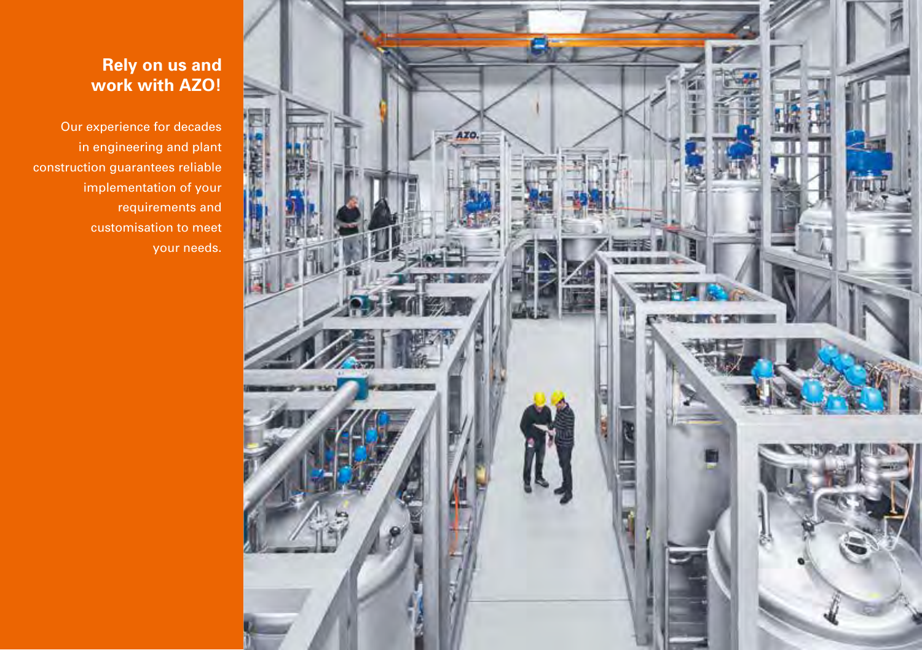## Rely on us and work with AZO!

Our experience for decades in engineering and plant construction guarantees reliable implementation of your requirements and customisation to meet your needs.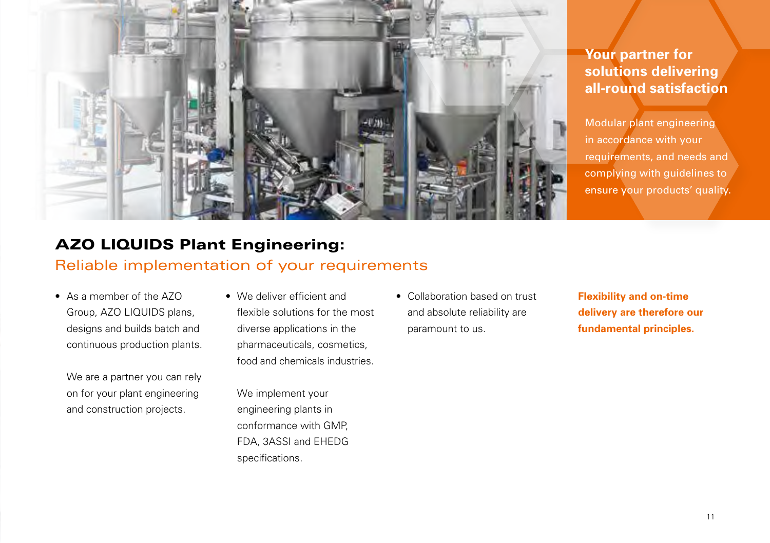## Your partner for solutions delivering all-round satisfaction

Modular plant engineering in accordance with your requirements, and needs and complying with guidelines to ensure your products' quality.

# AZO LIQUIDS Plant Engineering:

## Reliable implementation of your requirements

- As a member of the AZO Group, AZO LIQUIDS plans, designs and builds batch and continuous production plants.

  We are a partner you can rely on for your plant engineering and construction projects.

- We deliver efficient and flexible solutions for the most diverse applications in the pharmaceuticals, cosmetics, food and chemicals industries.

  We implement your engineering plants in conformance with GMP, FDA, 3ASSI and EHEDG specifications.

- Collaboration based on trust and absolute reliability are paramount to us.

**Flexibility and on-time delivery are therefore our fundamental principles.**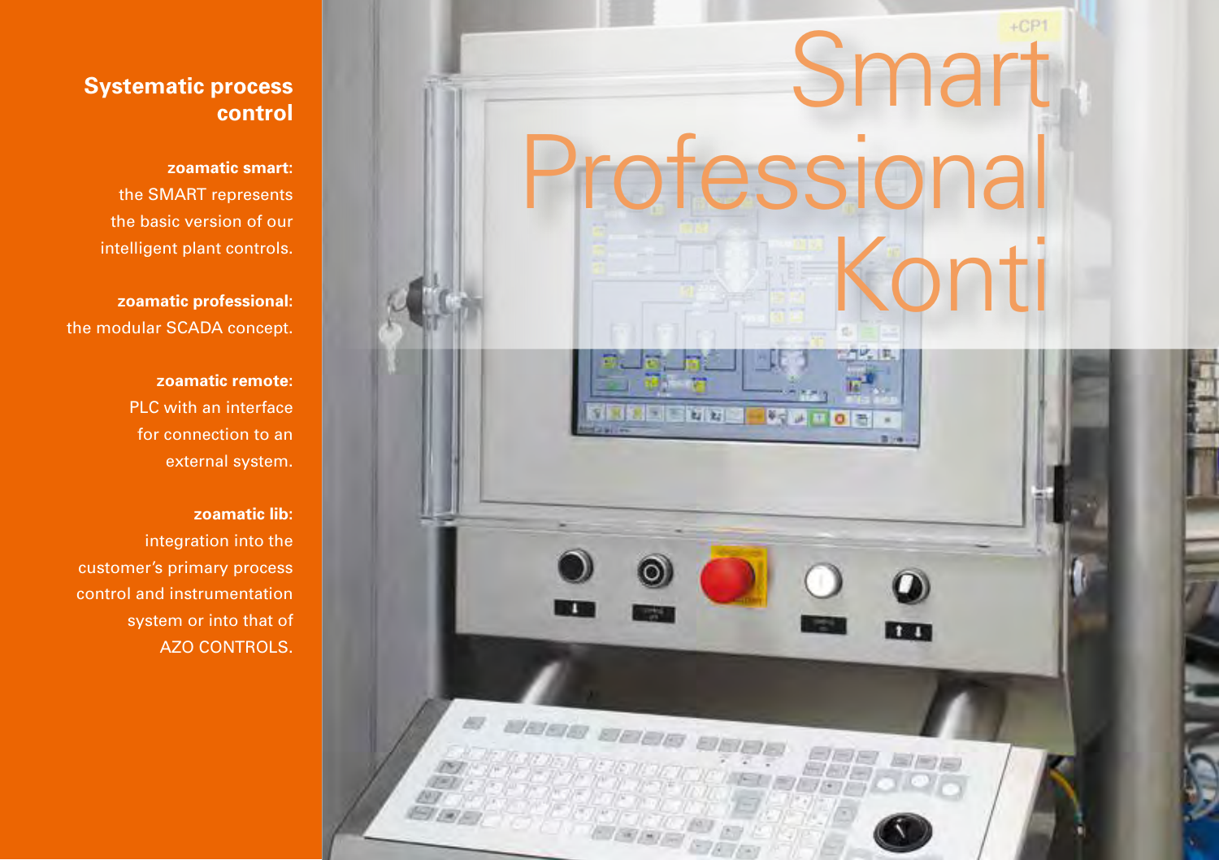## Systematic process control

**zoamatic smart:**
the SMART represents the basic version of our intelligent plant controls.

**zoamatic professional:**
the modular SCADA concept.

**zoamatic remote:**
PLC with an interface for connection to an external system.

**zoamatic lib:**
integration into the customer's primary process control and instrumentation system or into that of AZO CONTROLS.

# Smart Professional Konti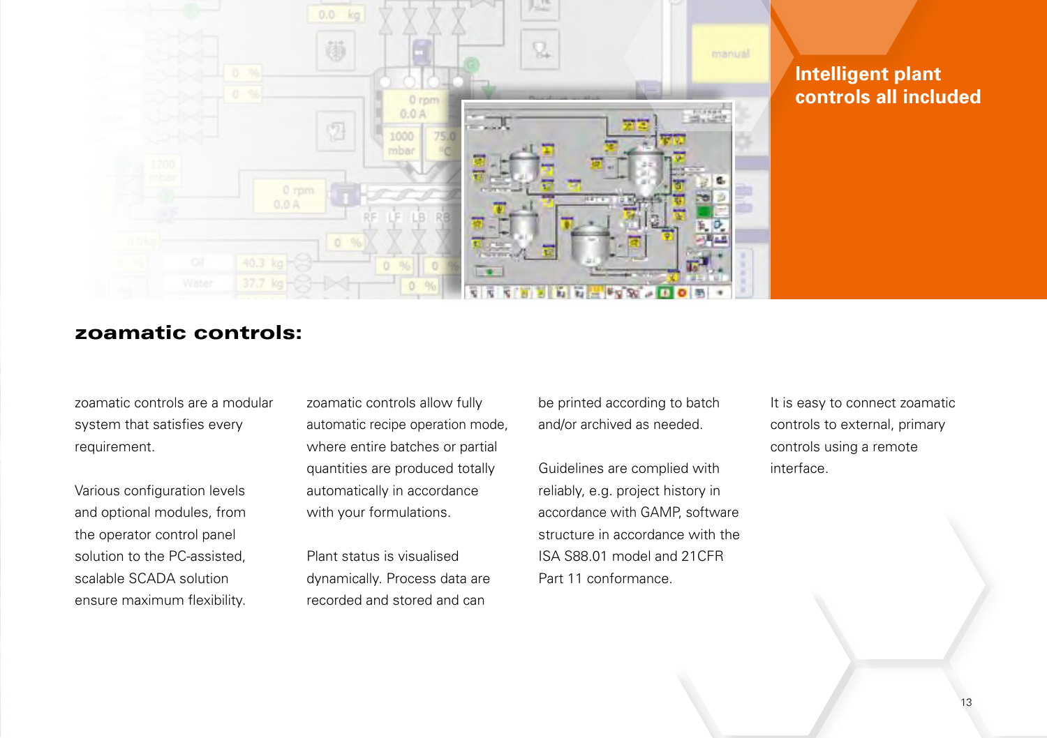## Intelligent plant controls all included

## zoamatic controls:

zoamatic controls are a modular system that satisfies every requirement.

Various configuration levels and optional modules, from the operator control panel solution to the PC-assisted, scalable SCADA solution ensure maximum flexibility.

zoamatic controls allow fully automatic recipe operation mode, where entire batches or partial quantities are produced totally automatically in accordance with your formulations.

Plant status is visualised dynamically. Process data are recorded and stored and can be printed according to batch and/or archived as needed.

Guidelines are complied with reliably, e.g. project history in accordance with GAMP, software structure in accordance with the ISA S88.01 model and 21CFR Part 11 conformance.

It is easy to connect zoamatic controls to external, primary controls using a remote interface.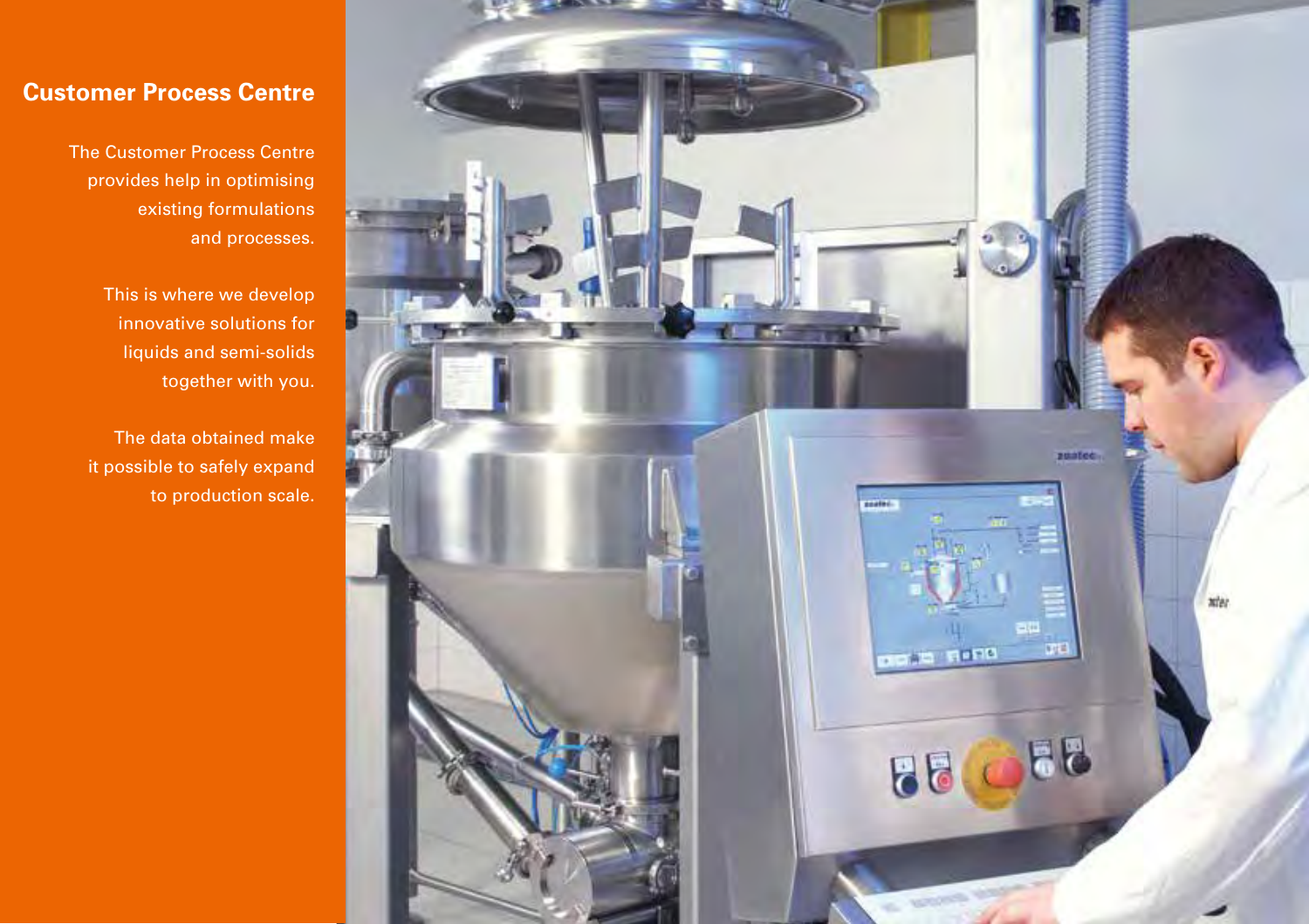## Customer Process Centre

The Customer Process Centre provides help in optimising existing formulations and processes.

This is where we develop innovative solutions for liquids and semi-solids together with you.

The data obtained make it possible to safely expand to production scale.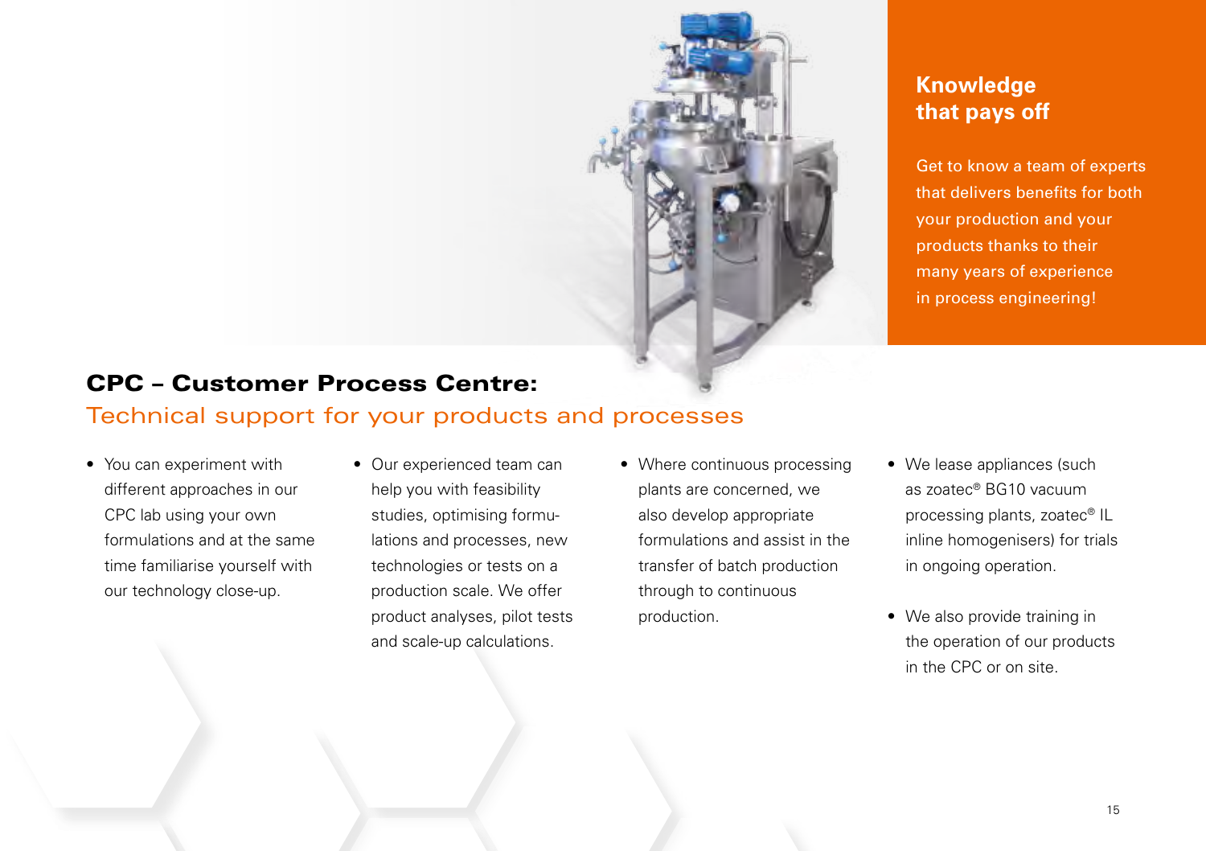## Knowledge that pays off

Get to know a team of experts that delivers benefits for both your production and your products thanks to their many years of experience in process engineering!

# CPC – Customer Process Centre:

## Technical support for your products and processes

- You can experiment with different approaches in our CPC lab using your own formulations and at the same time familiarise yourself with our technology close-up.
- Our experienced team can help you with feasibility studies, optimising formulations and processes, new technologies or tests on a production scale. We offer product analyses, pilot tests and scale-up calculations.
- Where continuous processing plants are concerned, we also develop appropriate formulations and assist in the transfer of batch production through to continuous production.
- We lease appliances (such as zoatec® BG10 vacuum processing plants, zoatec® IL inline homogenisers) for trials in ongoing operation.
- We also provide training in the operation of our products in the CPC or on site.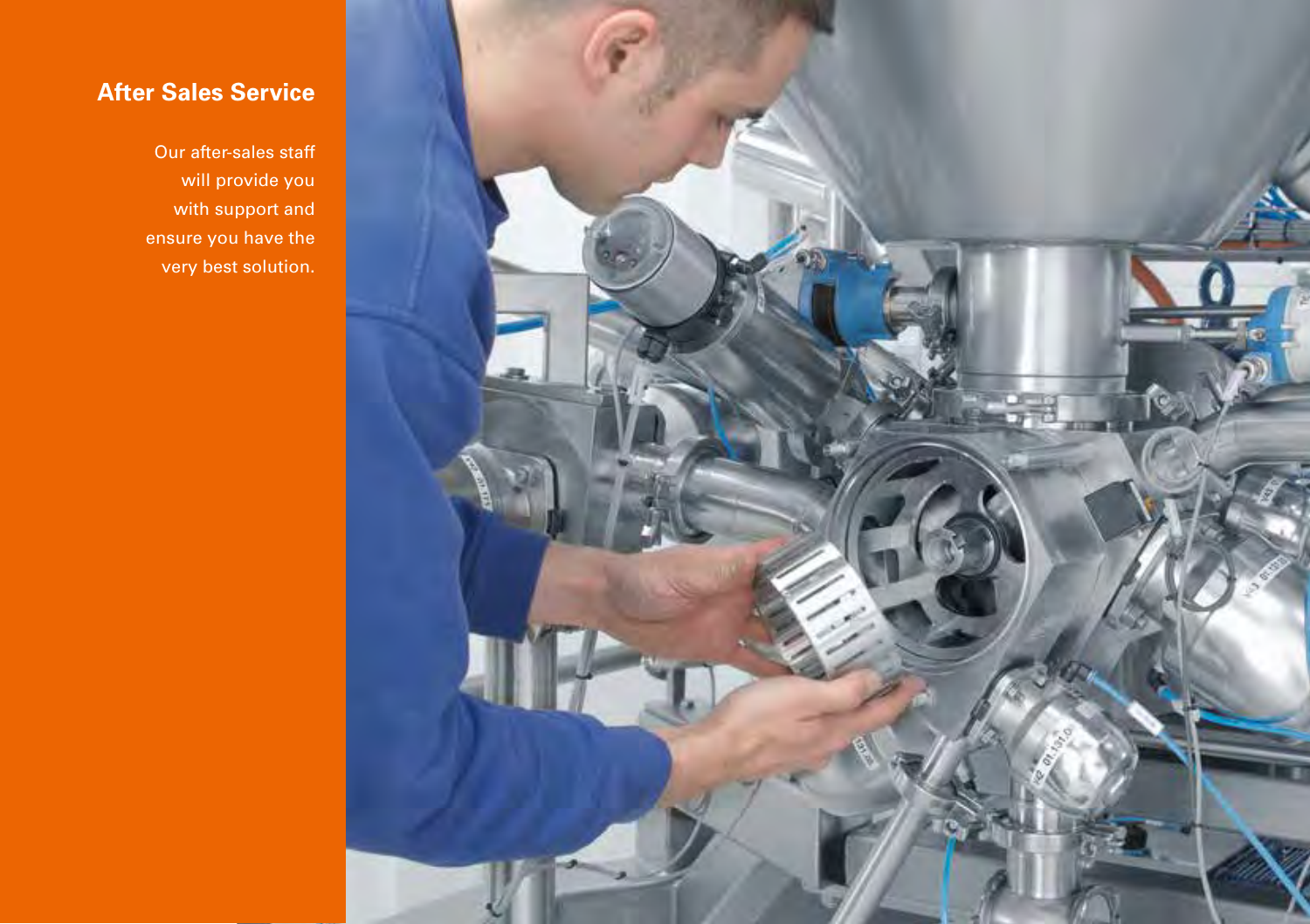## After Sales Service

Our after-sales staff will provide you with support and ensure you have the very best solution.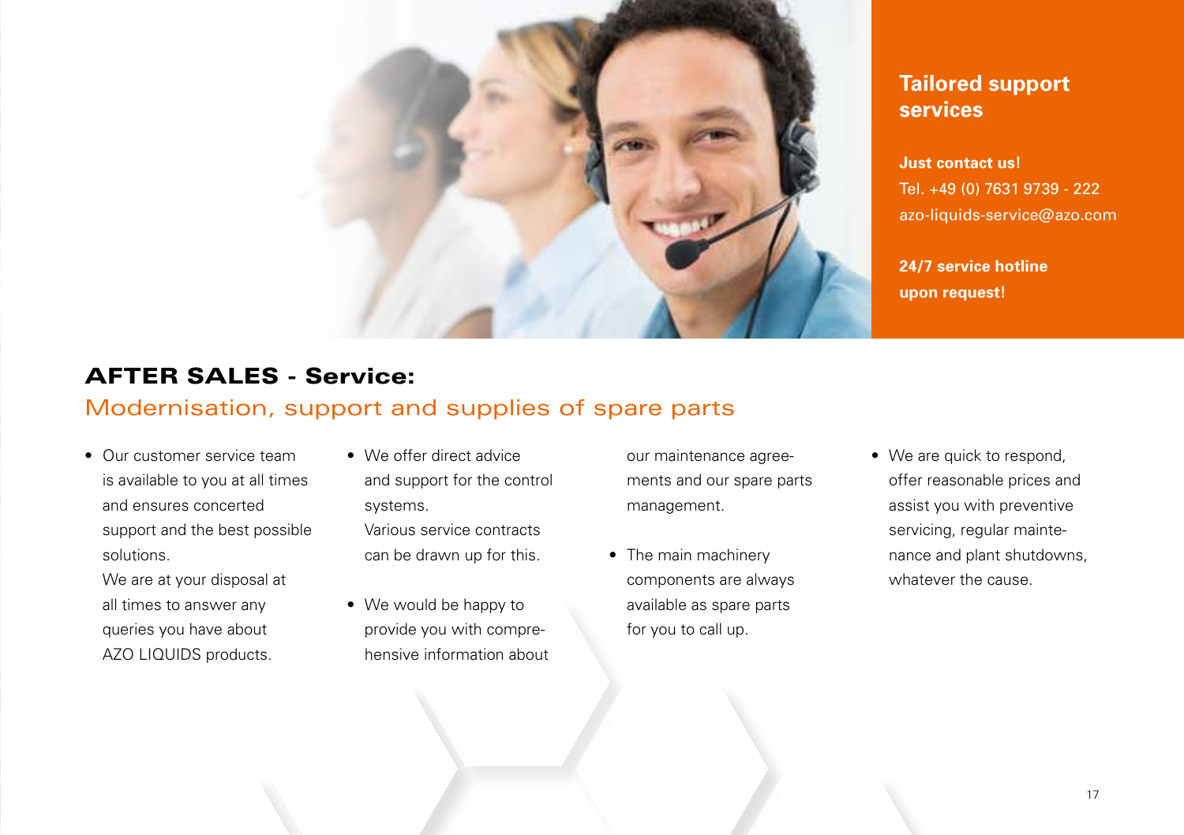## Tailored support services

**Just contact us!**
Tel. +49 (0) 7631 9739 - 222
azo-liquids-service@azo.com

**24/7 service hotline upon request!**

# AFTER SALES - Service:

## Modernisation, support and supplies of spare parts

- Our customer service team is available to you at all times and ensures concerted support and the best possible solutions.
  We are at your disposal at all times to answer any queries you have about AZO LIQUIDS products.
- We offer direct advice and support for the control systems.
  Various service contracts can be drawn up for this.
- We would be happy to provide you with comprehensive information about our maintenance agreements and our spare parts management.
- The main machinery components are always available as spare parts for you to call up.
- We are quick to respond, offer reasonable prices and assist you with preventive servicing, regular maintenance and plant shutdowns, whatever the cause.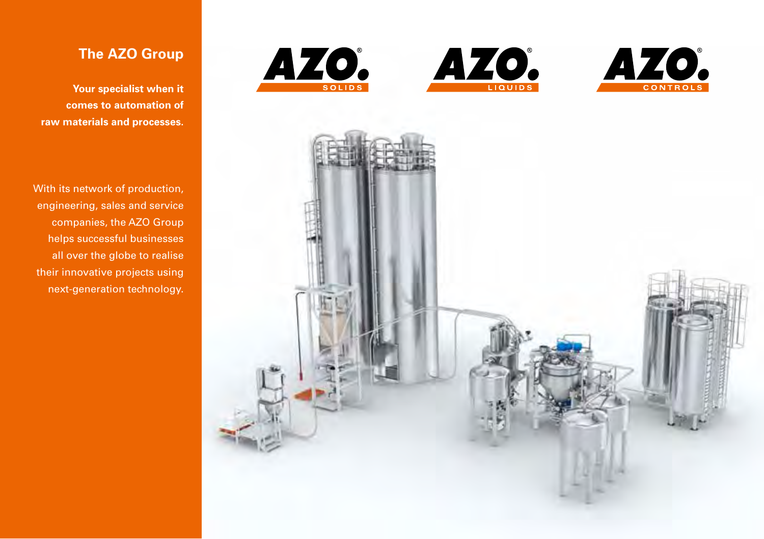## The AZO Group

**Your specialist when it comes to automation of raw materials and processes.**

With its network of production, engineering, sales and service companies, the AZO Group helps successful businesses all over the globe to realise their innovative projects using next-generation technology.

AZO® SOLIDS

AZO® LIQUIDS

AZO® CONTROLS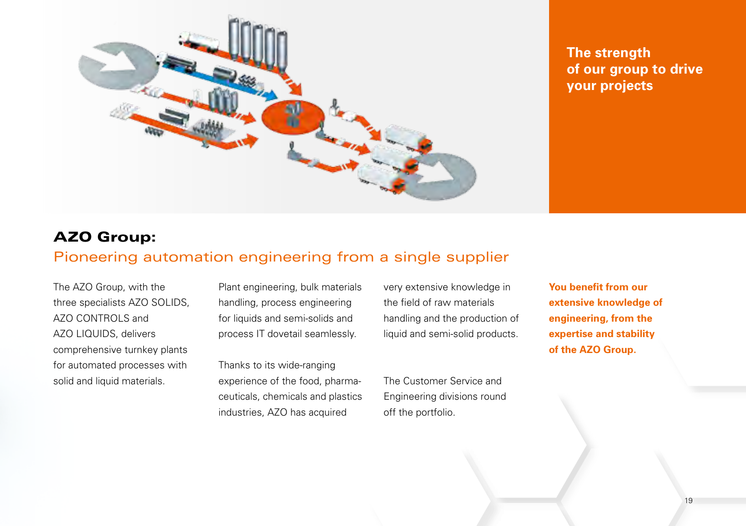**The strength of our group to drive your projects**

## AZO Group:

### Pioneering automation engineering from a single supplier

The AZO Group, with the three specialists AZO SOLIDS, AZO CONTROLS and AZO LIQUIDS, delivers comprehensive turnkey plants for automated processes with solid and liquid materials.

Plant engineering, bulk materials handling, process engineering for liquids and semi-solids and process IT dovetail seamlessly.

Thanks to its wide-ranging experience of the food, pharma­ceuticals, chemicals and plastics industries, AZO has acquired very extensive knowledge in the field of raw materials handling and the production of liquid and semi-solid products.

The Customer Service and Engineering divisions round off the portfolio.

**You benefit from our extensive knowledge of engineering, from the expertise and stability of the AZO Group.**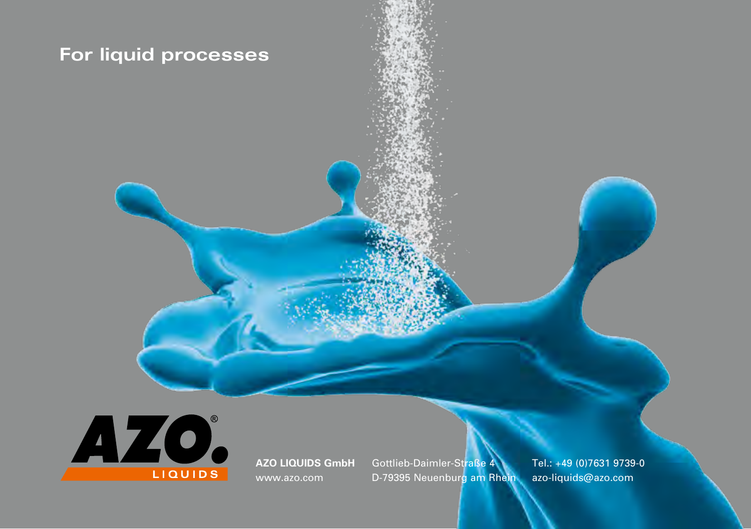## For liquid processes

AZO®

LIQUIDS

**AZO LIQUIDS GmbH**
www.azo.com

Gottlieb-Daimler-Straße 4
D-79395 Neuenburg am Rhein

Tel.: +49 (0)7631 9739-0
azo-liquids@azo.com